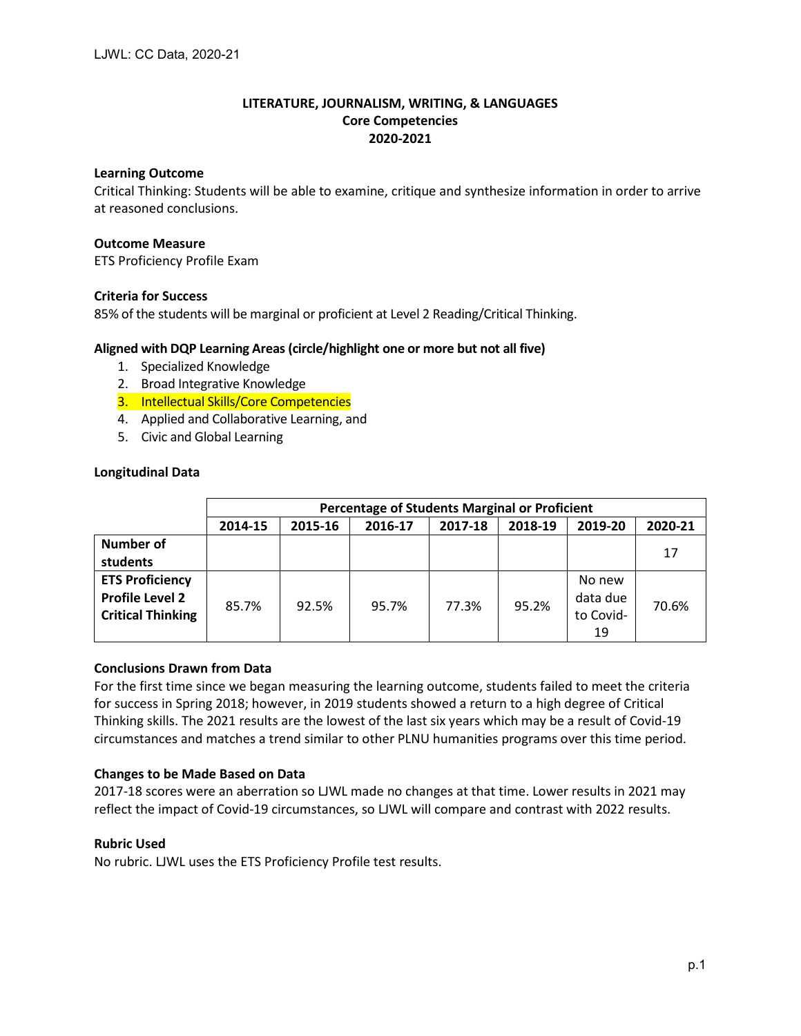# LITERATURE, JOURNALISM, WRITING, & LANGUAGES
## Core Competencies
## 2020-2021

**Learning Outcome**

Critical Thinking: Students will be able to examine, critique and synthesize information in order to arrive at reasoned conclusions.

**Outcome Measure**

ETS Proficiency Profile Exam

**Criteria for Success**

85% of the students will be marginal or proficient at Level 2 Reading/Critical Thinking.

**Aligned with DQP Learning Areas (circle/highlight one or more but not all five)**

1. Specialized Knowledge
2. Broad Integrative Knowledge
3. Intellectual Skills/Core Competencies
4. Applied and Collaborative Learning, and
5. Civic and Global Learning

**Longitudinal Data**

| | Percentage of Students Marginal or Proficient | | | | | | |
|---|---|---|---|---|---|---|---|
| | 2014-15 | 2015-16 | 2016-17 | 2017-18 | 2018-19 | 2019-20 | 2020-21 |
| **Number of students** | | | | | | | 17 |
| **ETS Proficiency Profile Level 2 Critical Thinking** | 85.7% | 92.5% | 95.7% | 77.3% | 95.2% | No new data due to Covid-19 | 70.6% |

**Conclusions Drawn from Data**

For the first time since we began measuring the learning outcome, students failed to meet the criteria for success in Spring 2018; however, in 2019 students showed a return to a high degree of Critical Thinking skills. The 2021 results are the lowest of the last six years which may be a result of Covid-19 circumstances and matches a trend similar to other PLNU humanities programs over this time period.

**Changes to be Made Based on Data**

2017-18 scores were an aberration so LJWL made no changes at that time. Lower results in 2021 may reflect the impact of Covid-19 circumstances, so LJWL will compare and contrast with 2022 results.

**Rubric Used**

No rubric. LJWL uses the ETS Proficiency Profile test results.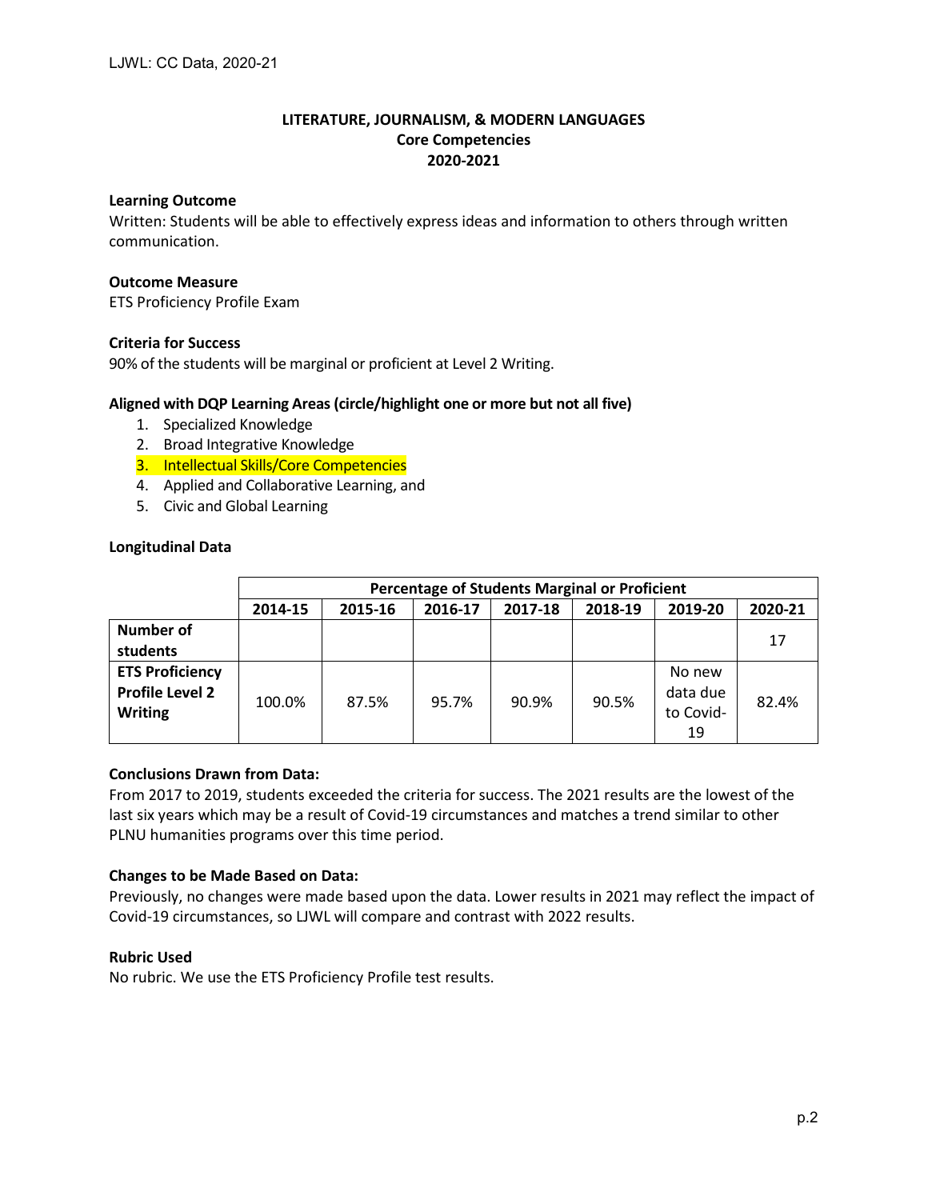# LITERATURE, JOURNALISM, & MODERN LANGUAGES
## Core Competencies
## 2020-2021

**Learning Outcome**

Written: Students will be able to effectively express ideas and information to others through written communication.

**Outcome Measure**

ETS Proficiency Profile Exam

**Criteria for Success**

90% of the students will be marginal or proficient at Level 2 Writing.

**Aligned with DQP Learning Areas (circle/highlight one or more but not all five)**

1. Specialized Knowledge
2. Broad Integrative Knowledge
3. Intellectual Skills/Core Competencies
4. Applied and Collaborative Learning, and
5. Civic and Global Learning

**Longitudinal Data**

| | Percentage of Students Marginal or Proficient | | | | | | |
|---|---|---|---|---|---|---|---|
| | 2014-15 | 2015-16 | 2016-17 | 2017-18 | 2018-19 | 2019-20 | 2020-21 |
| **Number of students** | | | | | | | 17 |
| **ETS Proficiency Profile Level 2 Writing** | 100.0% | 87.5% | 95.7% | 90.9% | 90.5% | No new data due to Covid-19 | 82.4% |

**Conclusions Drawn from Data:**

From 2017 to 2019, students exceeded the criteria for success. The 2021 results are the lowest of the last six years which may be a result of Covid-19 circumstances and matches a trend similar to other PLNU humanities programs over this time period.

**Changes to be Made Based on Data:**

Previously, no changes were made based upon the data. Lower results in 2021 may reflect the impact of Covid-19 circumstances, so LJWL will compare and contrast with 2022 results.

**Rubric Used**

No rubric. We use the ETS Proficiency Profile test results.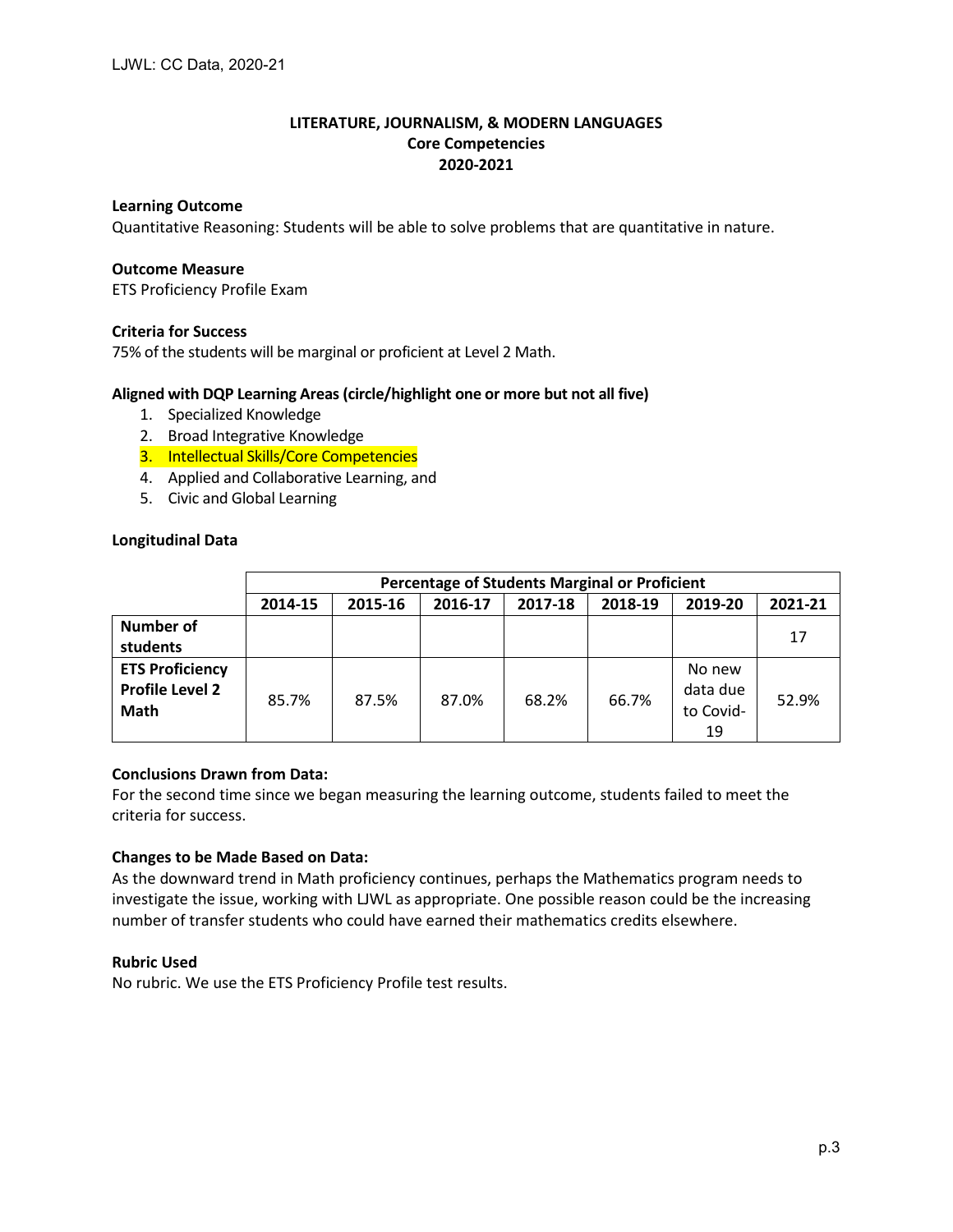# LITERATURE, JOURNALISM, & MODERN LANGUAGES
## Core Competencies
## 2020-2021

**Learning Outcome**
Quantitative Reasoning: Students will be able to solve problems that are quantitative in nature.

**Outcome Measure**
ETS Proficiency Profile Exam

**Criteria for Success**
75% of the students will be marginal or proficient at Level 2 Math.

**Aligned with DQP Learning Areas (circle/highlight one or more but not all five)**

1. Specialized Knowledge
2. Broad Integrative Knowledge
3. Intellectual Skills/Core Competencies
4. Applied and Collaborative Learning, and
5. Civic and Global Learning

**Longitudinal Data**

| | Percentage of Students Marginal or Proficient | | | | | | |
|---|---|---|---|---|---|---|---|
| | 2014-15 | 2015-16 | 2016-17 | 2017-18 | 2018-19 | 2019-20 | 2021-21 |
| **Number of students** | | | | | | | 17 |
| **ETS Proficiency Profile Level 2 Math** | 85.7% | 87.5% | 87.0% | 68.2% | 66.7% | No new data due to Covid-19 | 52.9% |

**Conclusions Drawn from Data:**
For the second time since we began measuring the learning outcome, students failed to meet the criteria for success.

**Changes to be Made Based on Data:**
As the downward trend in Math proficiency continues, perhaps the Mathematics program needs to investigate the issue, working with LJWL as appropriate. One possible reason could be the increasing number of transfer students who could have earned their mathematics credits elsewhere.

**Rubric Used**
No rubric. We use the ETS Proficiency Profile test results.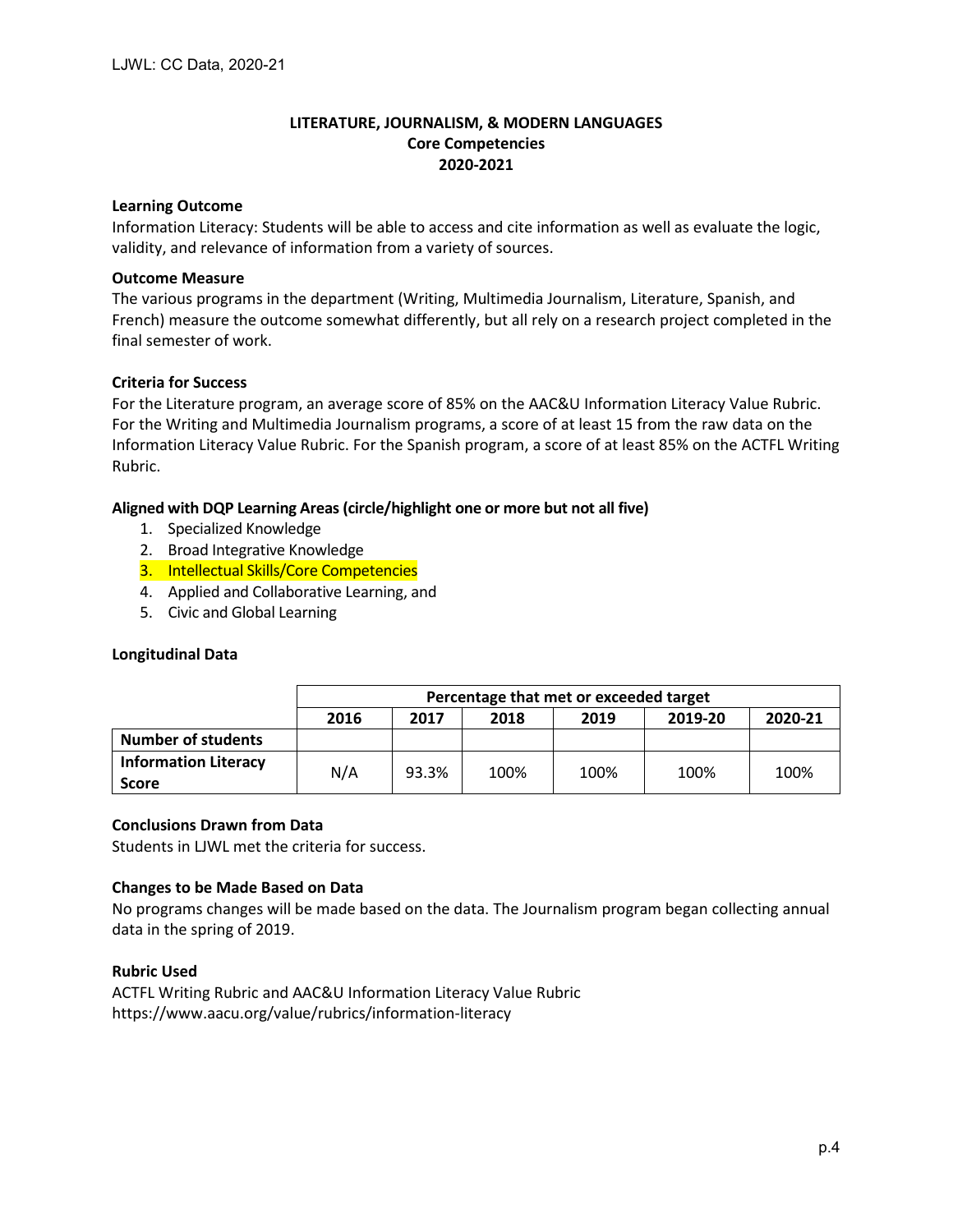# LITERATURE, JOURNALISM, & MODERN LANGUAGES
## Core Competencies
## 2020-2021

**Learning Outcome**

Information Literacy: Students will be able to access and cite information as well as evaluate the logic, validity, and relevance of information from a variety of sources.

**Outcome Measure**

The various programs in the department (Writing, Multimedia Journalism, Literature, Spanish, and French) measure the outcome somewhat differently, but all rely on a research project completed in the final semester of work.

**Criteria for Success**

For the Literature program, an average score of 85% on the AAC&U Information Literacy Value Rubric. For the Writing and Multimedia Journalism programs, a score of at least 15 from the raw data on the Information Literacy Value Rubric. For the Spanish program, a score of at least 85% on the ACTFL Writing Rubric.

**Aligned with DQP Learning Areas (circle/highlight one or more but not all five)**

1. Specialized Knowledge
2. Broad Integrative Knowledge
3. Intellectual Skills/Core Competencies
4. Applied and Collaborative Learning, and
5. Civic and Global Learning

**Longitudinal Data**

| | Percentage that met or exceeded target | | | | | |
|---|---|---|---|---|---|---|
| | 2016 | 2017 | 2018 | 2019 | 2019-20 | 2020-21 |
| **Number of students** | | | | | | |
| **Information Literacy Score** | N/A | 93.3% | 100% | 100% | 100% | 100% |

**Conclusions Drawn from Data**

Students in LJWL met the criteria for success.

**Changes to be Made Based on Data**

No programs changes will be made based on the data. The Journalism program began collecting annual data in the spring of 2019.

**Rubric Used**

ACTFL Writing Rubric and AAC&U Information Literacy Value Rubric
https://www.aacu.org/value/rubrics/information-literacy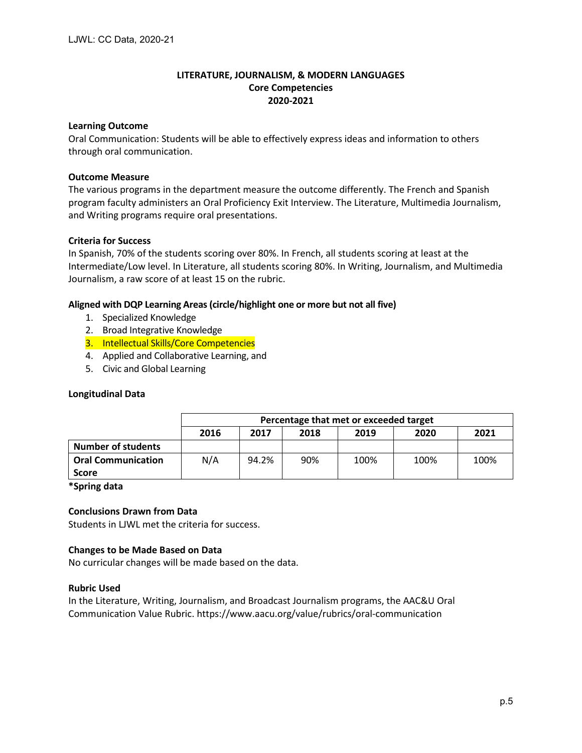# LITERATURE, JOURNALISM, & MODERN LANGUAGES
## Core Competencies
## 2020-2021

**Learning Outcome**

Oral Communication: Students will be able to effectively express ideas and information to others through oral communication.

**Outcome Measure**

The various programs in the department measure the outcome differently. The French and Spanish program faculty administers an Oral Proficiency Exit Interview. The Literature, Multimedia Journalism, and Writing programs require oral presentations.

**Criteria for Success**

In Spanish, 70% of the students scoring over 80%. In French, all students scoring at least at the Intermediate/Low level. In Literature, all students scoring 80%. In Writing, Journalism, and Multimedia Journalism, a raw score of at least 15 on the rubric.

**Aligned with DQP Learning Areas (circle/highlight one or more but not all five)**

1. Specialized Knowledge
2. Broad Integrative Knowledge
3. Intellectual Skills/Core Competencies
4. Applied and Collaborative Learning, and
5. Civic and Global Learning

**Longitudinal Data**

| | Percentage that met or exceeded target | | | | | |
|---|---|---|---|---|---|---|
| | 2016 | 2017 | 2018 | 2019 | 2020 | 2021 |
| **Number of students** | | | | | | |
| **Oral Communication Score** | N/A | 94.2% | 90% | 100% | 100% | 100% |

**\*Spring data**

**Conclusions Drawn from Data**

Students in LJWL met the criteria for success.

**Changes to be Made Based on Data**

No curricular changes will be made based on the data.

**Rubric Used**

In the Literature, Writing, Journalism, and Broadcast Journalism programs, the AAC&U Oral Communication Value Rubric. https://www.aacu.org/value/rubrics/oral-communication